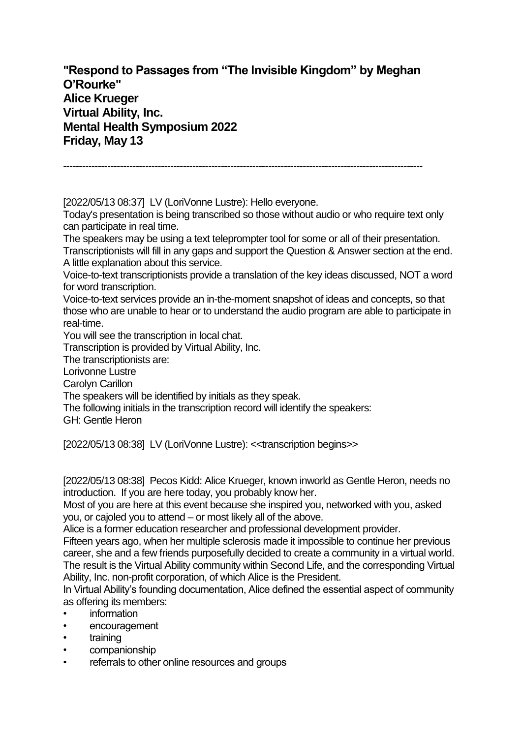**"Respond to Passages from "The Invisible Kingdom" by Meghan O'Rourke"**
**Alice Krueger**
**Virtual Ability, Inc.**
**Mental Health Symposium 2022**
**Friday, May 13**

---

[2022/05/13 08:37] LV (LoriVonne Lustre): Hello everyone.
Today's presentation is being transcribed so those without audio or who require text only can participate in real time.
The speakers may be using a text teleprompter tool for some or all of their presentation.
Transcriptionists will fill in any gaps and support the Question & Answer section at the end.
A little explanation about this service.
Voice-to-text transcriptionists provide a translation of the key ideas discussed, NOT a word for word transcription.
Voice-to-text services provide an in-the-moment snapshot of ideas and concepts, so that those who are unable to hear or to understand the audio program are able to participate in real-time.
You will see the transcription in local chat.
Transcription is provided by Virtual Ability, Inc.
The transcriptionists are:
Lorivonne Lustre
Carolyn Carillon
The speakers will be identified by initials as they speak.
The following initials in the transcription record will identify the speakers:
GH: Gentle Heron

[2022/05/13 08:38] LV (LoriVonne Lustre): <<transcription begins>>

[2022/05/13 08:38] Pecos Kidd: Alice Krueger, known inworld as Gentle Heron, needs no introduction. If you are here today, you probably know her.
Most of you are here at this event because she inspired you, networked with you, asked you, or cajoled you to attend – or most likely all of the above.
Alice is a former education researcher and professional development provider.
Fifteen years ago, when her multiple sclerosis made it impossible to continue her previous career, she and a few friends purposefully decided to create a community in a virtual world.
The result is the Virtual Ability community within Second Life, and the corresponding Virtual Ability, Inc. non-profit corporation, of which Alice is the President.
In Virtual Ability's founding documentation, Alice defined the essential aspect of community as offering its members:

- information
- encouragement
- training
- companionship
- referrals to other online resources and groups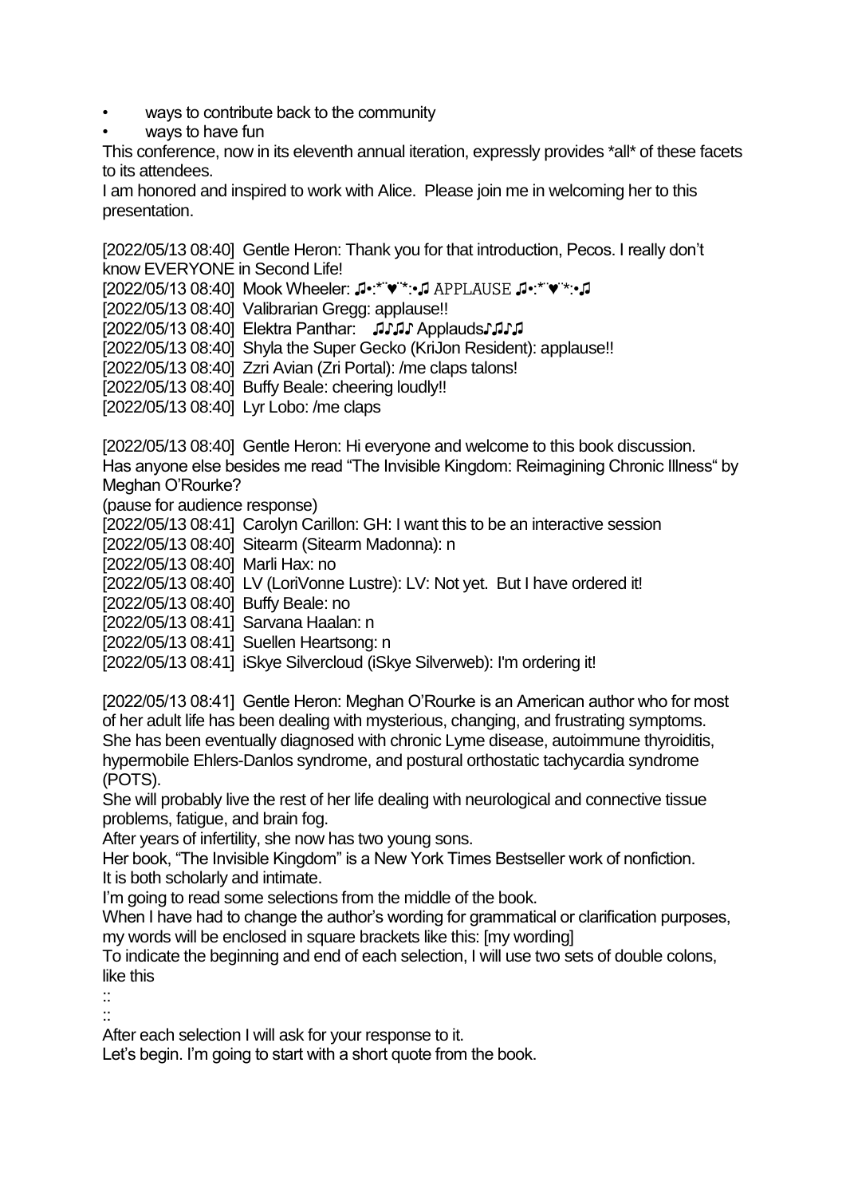- ways to contribute back to the community
- ways to have fun

This conference, now in its eleventh annual iteration, expressly provides *all* of these facets to its attendees.

I am honored and inspired to work with Alice. Please join me in welcoming her to this presentation.

[2022/05/13 08:40] Gentle Heron: Thank you for that introduction, Pecos. I really don't know EVERYONE in Second Life!
[2022/05/13 08:40] Mook Wheeler: ♫•:*¨♥¨*:•♫ APPLAUSE ♫•:*¨♥¨*:•♫
[2022/05/13 08:40] Valibrarian Gregg: applause!!
[2022/05/13 08:40] Elektra Panthar: ♫♪♫♪ Applauds♪♫♪♫
[2022/05/13 08:40] Shyla the Super Gecko (KriJon Resident): applause!!
[2022/05/13 08:40] Zzri Avian (Zri Portal): /me claps talons!
[2022/05/13 08:40] Buffy Beale: cheering loudly!!
[2022/05/13 08:40] Lyr Lobo: /me claps

[2022/05/13 08:40] Gentle Heron: Hi everyone and welcome to this book discussion.
Has anyone else besides me read "The Invisible Kingdom: Reimagining Chronic Illness" by Meghan O'Rourke?
(pause for audience response)
[2022/05/13 08:41] Carolyn Carillon: GH: I want this to be an interactive session
[2022/05/13 08:40] Sitearm (Sitearm Madonna): n
[2022/05/13 08:40] Marli Hax: no
[2022/05/13 08:40] LV (LoriVonne Lustre): LV: Not yet. But I have ordered it!
[2022/05/13 08:40] Buffy Beale: no
[2022/05/13 08:41] Sarvana Haalan: n
[2022/05/13 08:41] Suellen Heartsong: n
[2022/05/13 08:41] iSkye Silvercloud (iSkye Silverweb): I'm ordering it!

[2022/05/13 08:41] Gentle Heron: Meghan O'Rourke is an American author who for most of her adult life has been dealing with mysterious, changing, and frustrating symptoms.
She has been eventually diagnosed with chronic Lyme disease, autoimmune thyroiditis, hypermobile Ehlers-Danlos syndrome, and postural orthostatic tachycardia syndrome (POTS).
She will probably live the rest of her life dealing with neurological and connective tissue problems, fatigue, and brain fog.
After years of infertility, she now has two young sons.
Her book, "The Invisible Kingdom" is a New York Times Bestseller work of nonfiction.
It is both scholarly and intimate.
I'm going to read some selections from the middle of the book.
When I have had to change the author's wording for grammatical or clarification purposes, my words will be enclosed in square brackets like this: [my wording]
To indicate the beginning and end of each selection, I will use two sets of double colons, like this
::
::
After each selection I will ask for your response to it.
Let's begin. I'm going to start with a short quote from the book.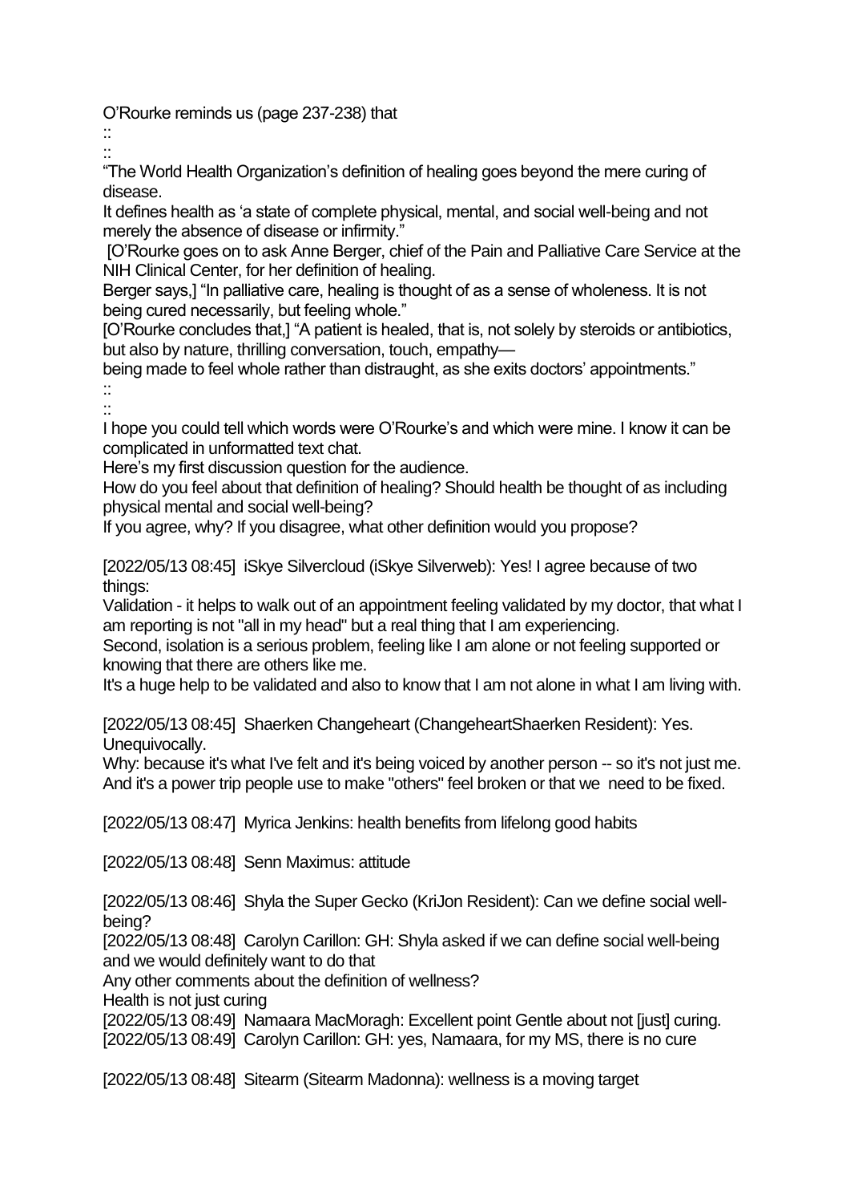O'Rourke reminds us (page 237-238) that

::

::

"The World Health Organization's definition of healing goes beyond the mere curing of disease.

It defines health as 'a state of complete physical, mental, and social well-being and not merely the absence of disease or infirmity."

[O'Rourke goes on to ask Anne Berger, chief of the Pain and Palliative Care Service at the NIH Clinical Center, for her definition of healing.

Berger says,] "In palliative care, healing is thought of as a sense of wholeness. It is not being cured necessarily, but feeling whole."

[O'Rourke concludes that,] "A patient is healed, that is, not solely by steroids or antibiotics, but also by nature, thrilling conversation, touch, empathy—

being made to feel whole rather than distraught, as she exits doctors' appointments."

::

::

I hope you could tell which words were O'Rourke's and which were mine. I know it can be complicated in unformatted text chat.

Here's my first discussion question for the audience.

How do you feel about that definition of healing? Should health be thought of as including physical mental and social well-being?

If you agree, why? If you disagree, what other definition would you propose?

[2022/05/13 08:45] iSkye Silvercloud (iSkye Silverweb): Yes! I agree because of two things:

Validation - it helps to walk out of an appointment feeling validated by my doctor, that what I am reporting is not "all in my head" but a real thing that I am experiencing.

Second, isolation is a serious problem, feeling like I am alone or not feeling supported or knowing that there are others like me.

It's a huge help to be validated and also to know that I am not alone in what I am living with.

[2022/05/13 08:45] Shaerken Changeheart (ChangeheartShaerken Resident): Yes. Unequivocally.

Why: because it's what I've felt and it's being voiced by another person -- so it's not just me. And it's a power trip people use to make "others" feel broken or that we need to be fixed.

[2022/05/13 08:47] Myrica Jenkins: health benefits from lifelong good habits

[2022/05/13 08:48] Senn Maximus: attitude

[2022/05/13 08:46] Shyla the Super Gecko (KriJon Resident): Can we define social well-being?

[2022/05/13 08:48] Carolyn Carillon: GH: Shyla asked if we can define social well-being and we would definitely want to do that

Any other comments about the definition of wellness?

Health is not just curing

[2022/05/13 08:49] Namaara MacMoragh: Excellent point Gentle about not [just] curing.

[2022/05/13 08:49] Carolyn Carillon: GH: yes, Namaara, for my MS, there is no cure

[2022/05/13 08:48] Sitearm (Sitearm Madonna): wellness is a moving target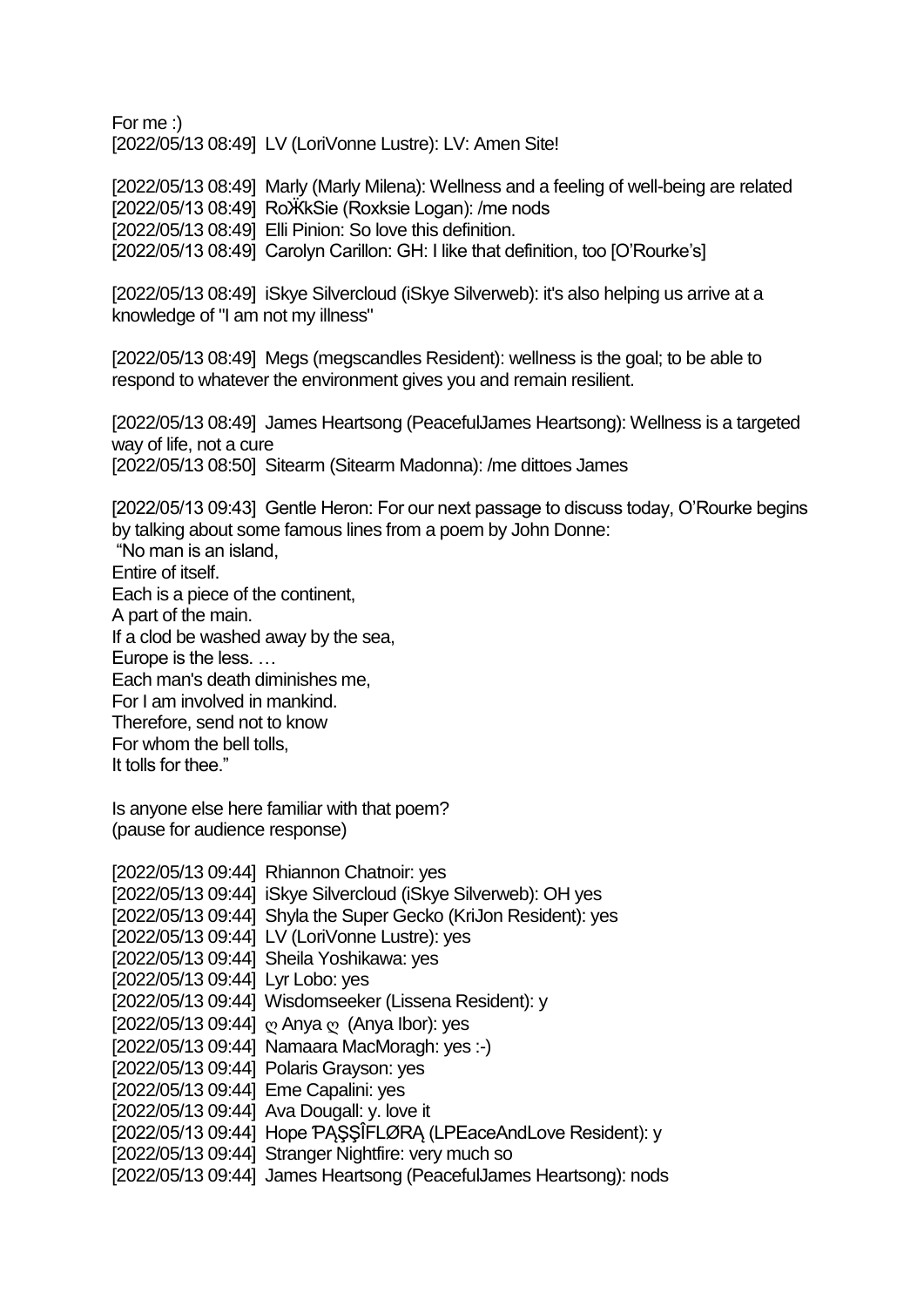For me :)
[2022/05/13 08:49] LV (LoriVonne Lustre): LV: Amen Site!

[2022/05/13 08:49] Marly (Marly Milena): Wellness and a feeling of well-being are related
[2022/05/13 08:49] RoӜkSie (Roxksie Logan): /me nods
[2022/05/13 08:49] Elli Pinion: So love this definition.
[2022/05/13 08:49] Carolyn Carillon: GH: I like that definition, too [O'Rourke's]

[2022/05/13 08:49] iSkye Silvercloud (iSkye Silverweb): it's also helping us arrive at a knowledge of "I am not my illness"

[2022/05/13 08:49] Megs (megscandles Resident): wellness is the goal; to be able to respond to whatever the environment gives you and remain resilient.

[2022/05/13 08:49] James Heartsong (PeacefulJames Heartsong): Wellness is a targeted way of life, not a cure
[2022/05/13 08:50] Sitearm (Sitearm Madonna): /me dittoes James

[2022/05/13 09:43] Gentle Heron: For our next passage to discuss today, O'Rourke begins by talking about some famous lines from a poem by John Donne:
"No man is an island,
Entire of itself.
Each is a piece of the continent,
A part of the main.
If a clod be washed away by the sea,
Europe is the less. …
Each man's death diminishes me,
For I am involved in mankind.
Therefore, send not to know
For whom the bell tolls,
It tolls for thee."

Is anyone else here familiar with that poem?
(pause for audience response)

[2022/05/13 09:44] Rhiannon Chatnoir: yes
[2022/05/13 09:44] iSkye Silvercloud (iSkye Silverweb): OH yes
[2022/05/13 09:44] Shyla the Super Gecko (KriJon Resident): yes
[2022/05/13 09:44] LV (LoriVonne Lustre): yes
[2022/05/13 09:44] Sheila Yoshikawa: yes
[2022/05/13 09:44] Lyr Lobo: yes
[2022/05/13 09:44] Wisdomseeker (Lissena Resident): y
[2022/05/13 09:44] ღ Anya ღ (Anya Ibor): yes
[2022/05/13 09:44] Namaara MacMoragh: yes :-)
[2022/05/13 09:44] Polaris Grayson: yes
[2022/05/13 09:44] Eme Capalini: yes
[2022/05/13 09:44] Ava Dougall: y. love it
[2022/05/13 09:44] Hope ƤĄŞŞÎFLØRĄ (LPEaceAndLove Resident): y
[2022/05/13 09:44] Stranger Nightfire: very much so
[2022/05/13 09:44] James Heartsong (PeacefulJames Heartsong): nods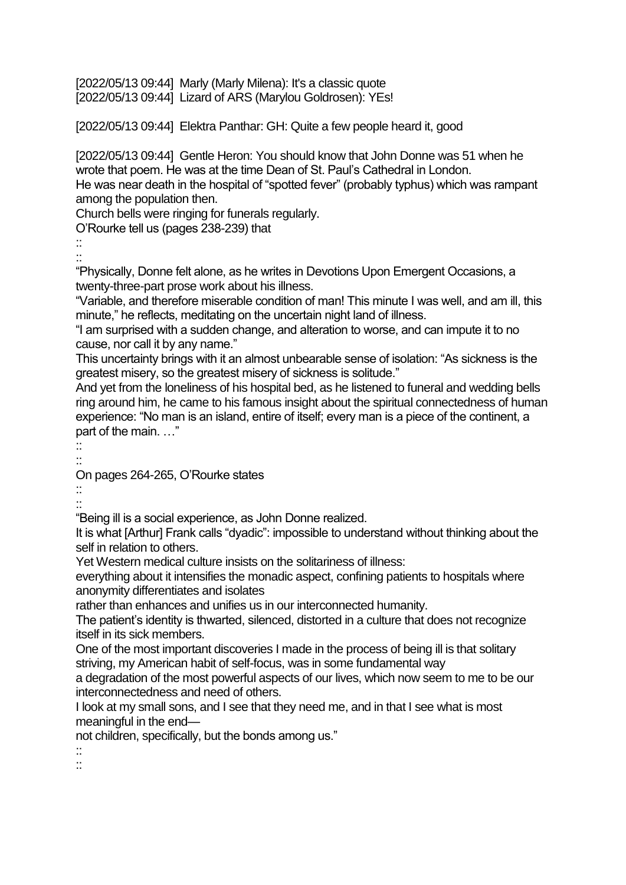[2022/05/13 09:44]  Marly (Marly Milena): It's a classic quote
[2022/05/13 09:44]  Lizard of ARS (Marylou Goldrosen): YEs!

[2022/05/13 09:44]  Elektra Panthar: GH: Quite a few people heard it, good

[2022/05/13 09:44]  Gentle Heron: You should know that John Donne was 51 when he wrote that poem. He was at the time Dean of St. Paul's Cathedral in London.
He was near death in the hospital of "spotted fever" (probably typhus) which was rampant among the population then.
Church bells were ringing for funerals regularly.
O'Rourke tell us (pages 238-239) that
::
::
"Physically, Donne felt alone, as he writes in Devotions Upon Emergent Occasions, a twenty-three-part prose work about his illness.
"Variable, and therefore miserable condition of man! This minute I was well, and am ill, this minute," he reflects, meditating on the uncertain night land of illness.
"I am surprised with a sudden change, and alteration to worse, and can impute it to no cause, nor call it by any name."
This uncertainty brings with it an almost unbearable sense of isolation: "As sickness is the greatest misery, so the greatest misery of sickness is solitude."
And yet from the loneliness of his hospital bed, as he listened to funeral and wedding bells ring around him, he came to his famous insight about the spiritual connectedness of human experience: "No man is an island, entire of itself; every man is a piece of the continent, a part of the main. …"
::
::
On pages 264-265, O'Rourke states
::
::
"Being ill is a social experience, as John Donne realized.
It is what [Arthur] Frank calls "dyadic": impossible to understand without thinking about the self in relation to others.
Yet Western medical culture insists on the solitariness of illness:
everything about it intensifies the monadic aspect, confining patients to hospitals where anonymity differentiates and isolates
rather than enhances and unifies us in our interconnected humanity.
The patient's identity is thwarted, silenced, distorted in a culture that does not recognize itself in its sick members.
One of the most important discoveries I made in the process of being ill is that solitary striving, my American habit of self-focus, was in some fundamental way
a degradation of the most powerful aspects of our lives, which now seem to me to be our interconnectedness and need of others.
I look at my small sons, and I see that they need me, and in that I see what is most meaningful in the end—
not children, specifically, but the bonds among us."
::
::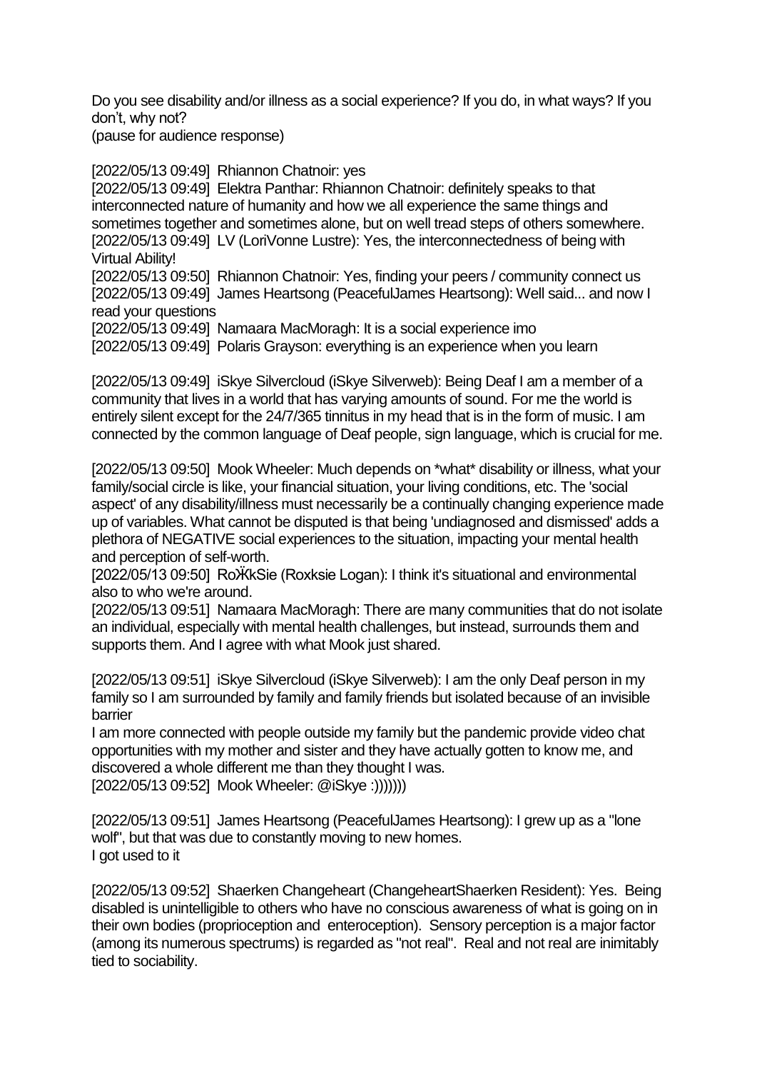Do you see disability and/or illness as a social experience? If you do, in what ways? If you don't, why not?
(pause for audience response)

[2022/05/13 09:49] Rhiannon Chatnoir: yes
[2022/05/13 09:49] Elektra Panthar: Rhiannon Chatnoir: definitely speaks to that interconnected nature of humanity and how we all experience the same things and sometimes together and sometimes alone, but on well tread steps of others somewhere.
[2022/05/13 09:49] LV (LoriVonne Lustre): Yes, the interconnectedness of being with Virtual Ability!
[2022/05/13 09:50] Rhiannon Chatnoir: Yes, finding your peers / community connect us
[2022/05/13 09:49] James Heartsong (PeacefulJames Heartsong): Well said... and now I read your questions
[2022/05/13 09:49] Namaara MacMoragh: It is a social experience imo
[2022/05/13 09:49] Polaris Grayson: everything is an experience when you learn

[2022/05/13 09:49] iSkye Silvercloud (iSkye Silverweb): Being Deaf I am a member of a community that lives in a world that has varying amounts of sound. For me the world is entirely silent except for the 24/7/365 tinnitus in my head that is in the form of music. I am connected by the common language of Deaf people, sign language, which is crucial for me.

[2022/05/13 09:50] Mook Wheeler: Much depends on *what* disability or illness, what your family/social circle is like, your financial situation, your living conditions, etc. The 'social aspect' of any disability/illness must necessarily be a continually changing experience made up of variables. What cannot be disputed is that being 'undiagnosed and dismissed' adds a plethora of NEGATIVE social experiences to the situation, impacting your mental health and perception of self-worth.
[2022/05/13 09:50] RoӜkSie (Roxksie Logan): I think it's situational and environmental also to who we're around.
[2022/05/13 09:51] Namaara MacMoragh: There are many communities that do not isolate an individual, especially with mental health challenges, but instead, surrounds them and supports them. And I agree with what Mook just shared.

[2022/05/13 09:51] iSkye Silvercloud (iSkye Silverweb): I am the only Deaf person in my family so I am surrounded by family and family friends but isolated because of an invisible barrier
I am more connected with people outside my family but the pandemic provide video chat opportunities with my mother and sister and they have actually gotten to know me, and discovered a whole different me than they thought I was.
[2022/05/13 09:52] Mook Wheeler: @iSkye :)))))))

[2022/05/13 09:51] James Heartsong (PeacefulJames Heartsong): I grew up as a "lone wolf", but that was due to constantly moving to new homes.
I got used to it

[2022/05/13 09:52] Shaerken Changeheart (ChangeheartShaerken Resident): Yes. Being disabled is unintelligible to others who have no conscious awareness of what is going on in their own bodies (proprioception and enteroception). Sensory perception is a major factor (among its numerous spectrums) is regarded as "not real". Real and not real are inimitably tied to sociability.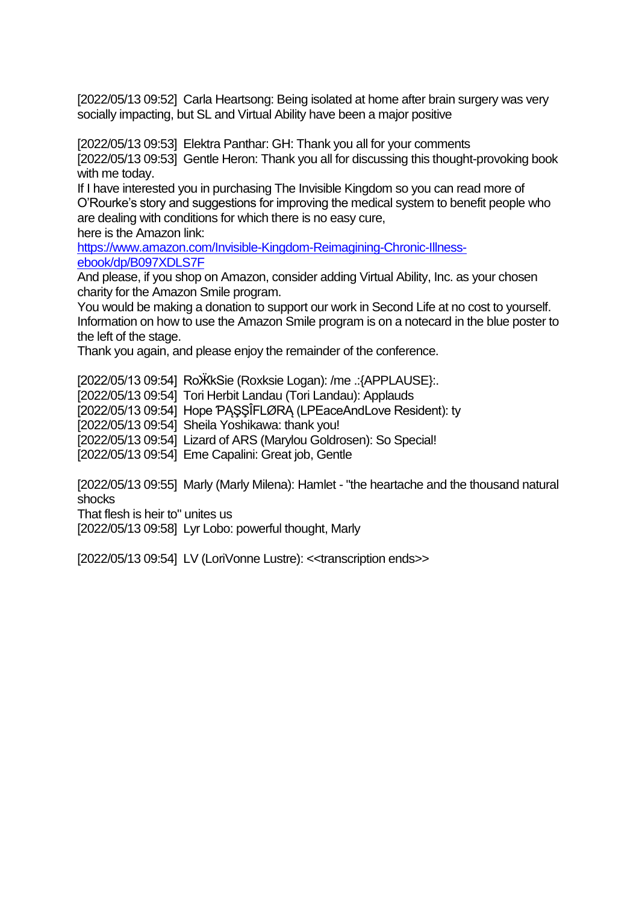[2022/05/13 09:52] Carla Heartsong: Being isolated at home after brain surgery was very socially impacting, but SL and Virtual Ability have been a major positive

[2022/05/13 09:53] Elektra Panthar: GH: Thank you all for your comments
[2022/05/13 09:53] Gentle Heron: Thank you all for discussing this thought-provoking book with me today.
If I have interested you in purchasing The Invisible Kingdom so you can read more of O'Rourke's story and suggestions for improving the medical system to benefit people who are dealing with conditions for which there is no easy cure,
here is the Amazon link:
https://www.amazon.com/Invisible-Kingdom-Reimagining-Chronic-Illness-ebook/dp/B097XDLS7F
And please, if you shop on Amazon, consider adding Virtual Ability, Inc. as your chosen charity for the Amazon Smile program.
You would be making a donation to support our work in Second Life at no cost to yourself.
Information on how to use the Amazon Smile program is on a notecard in the blue poster to the left of the stage.
Thank you again, and please enjoy the remainder of the conference.

[2022/05/13 09:54] RoӜkSie (Roxksie Logan): /me .:{APPLAUSE}:.
[2022/05/13 09:54] Tori Herbit Landau (Tori Landau): Applauds
[2022/05/13 09:54] Hope ƤĄŞŞÎFLØRĄ (LPEaceAndLove Resident): ty
[2022/05/13 09:54] Sheila Yoshikawa: thank you!
[2022/05/13 09:54] Lizard of ARS (Marylou Goldrosen): So Special!
[2022/05/13 09:54] Eme Capalini: Great job, Gentle

[2022/05/13 09:55] Marly (Marly Milena): Hamlet - "the heartache and the thousand natural shocks
That flesh is heir to" unites us
[2022/05/13 09:58] Lyr Lobo: powerful thought, Marly

[2022/05/13 09:54] LV (LoriVonne Lustre): <<transcription ends>>